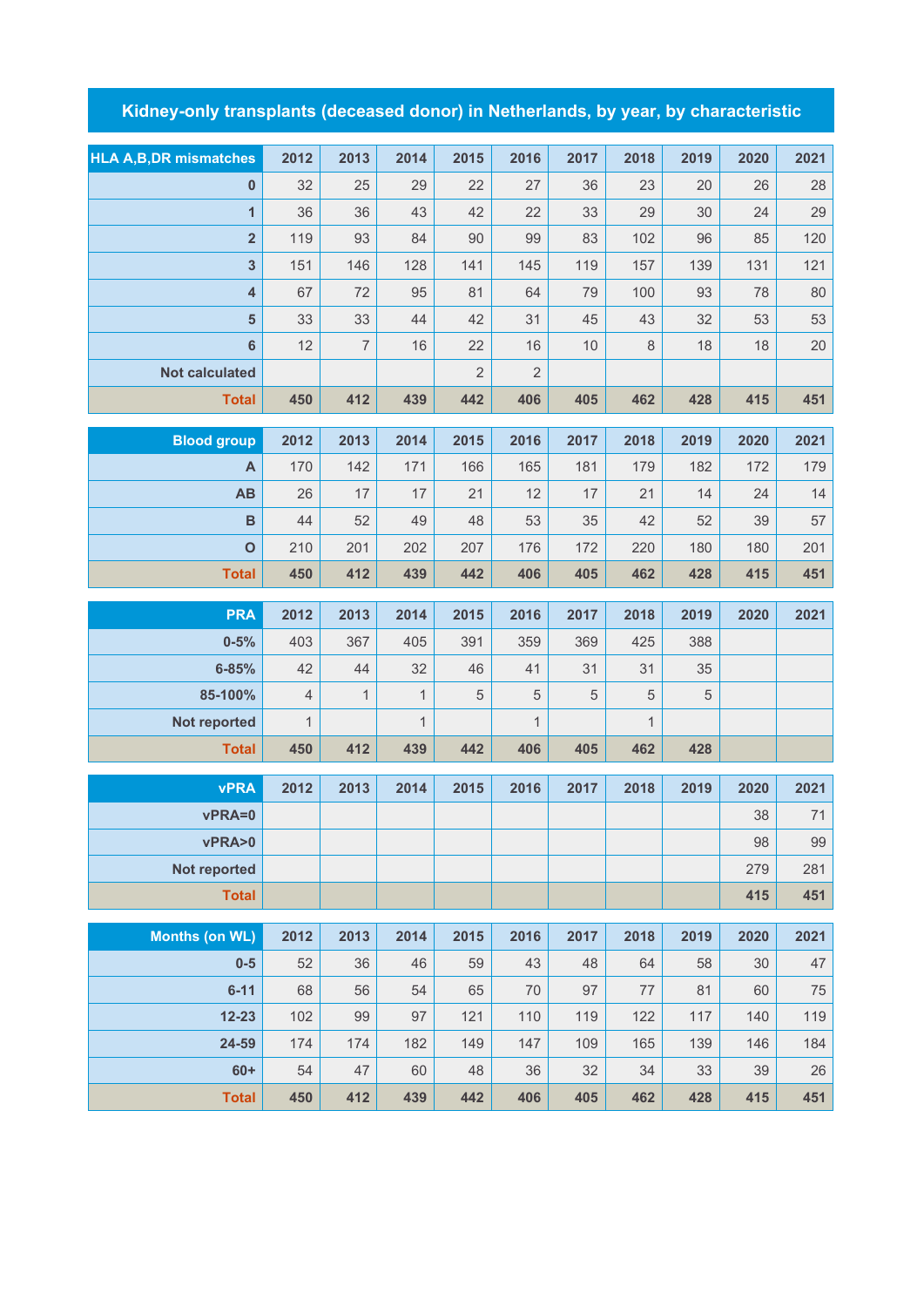## Kidney-only transplants (deceased donor) in Netherlands, by year, by characteristic

| HLA A,B,DR mismatches | 2012 | 2013 | 2014 | 2015 | 2016 | 2017 | 2018 | 2019 | 2020 | 2021 |
|---|---|---|---|---|---|---|---|---|---|---|
| 0 | 32 | 25 | 29 | 22 | 27 | 36 | 23 | 20 | 26 | 28 |
| 1 | 36 | 36 | 43 | 42 | 22 | 33 | 29 | 30 | 24 | 29 |
| 2 | 119 | 93 | 84 | 90 | 99 | 83 | 102 | 96 | 85 | 120 |
| 3 | 151 | 146 | 128 | 141 | 145 | 119 | 157 | 139 | 131 | 121 |
| 4 | 67 | 72 | 95 | 81 | 64 | 79 | 100 | 93 | 78 | 80 |
| 5 | 33 | 33 | 44 | 42 | 31 | 45 | 43 | 32 | 53 | 53 |
| 6 | 12 | 7 | 16 | 22 | 16 | 10 | 8 | 18 | 18 | 20 |
| Not calculated | | | | 2 | 2 | | | | | |
| **Total** | **450** | **412** | **439** | **442** | **406** | **405** | **462** | **428** | **415** | **451** |

| Blood group | 2012 | 2013 | 2014 | 2015 | 2016 | 2017 | 2018 | 2019 | 2020 | 2021 |
|---|---|---|---|---|---|---|---|---|---|---|
| A | 170 | 142 | 171 | 166 | 165 | 181 | 179 | 182 | 172 | 179 |
| AB | 26 | 17 | 17 | 21 | 12 | 17 | 21 | 14 | 24 | 14 |
| B | 44 | 52 | 49 | 48 | 53 | 35 | 42 | 52 | 39 | 57 |
| O | 210 | 201 | 202 | 207 | 176 | 172 | 220 | 180 | 180 | 201 |
| **Total** | **450** | **412** | **439** | **442** | **406** | **405** | **462** | **428** | **415** | **451** |

| PRA | 2012 | 2013 | 2014 | 2015 | 2016 | 2017 | 2018 | 2019 | 2020 | 2021 |
|---|---|---|---|---|---|---|---|---|---|---|
| 0-5% | 403 | 367 | 405 | 391 | 359 | 369 | 425 | 388 | | |
| 6-85% | 42 | 44 | 32 | 46 | 41 | 31 | 31 | 35 | | |
| 85-100% | 4 | 1 | 1 | 5 | 5 | 5 | 5 | 5 | | |
| Not reported | 1 | | 1 | | 1 | | 1 | | | |
| **Total** | **450** | **412** | **439** | **442** | **406** | **405** | **462** | **428** | | |

| vPRA | 2012 | 2013 | 2014 | 2015 | 2016 | 2017 | 2018 | 2019 | 2020 | 2021 |
|---|---|---|---|---|---|---|---|---|---|---|
| vPRA=0 | | | | | | | | | 38 | 71 |
| vPRA>0 | | | | | | | | | 98 | 99 |
| Not reported | | | | | | | | | 279 | 281 |
| **Total** | | | | | | | | | **415** | **451** |

| Months (on WL) | 2012 | 2013 | 2014 | 2015 | 2016 | 2017 | 2018 | 2019 | 2020 | 2021 |
|---|---|---|---|---|---|---|---|---|---|---|
| 0-5 | 52 | 36 | 46 | 59 | 43 | 48 | 64 | 58 | 30 | 47 |
| 6-11 | 68 | 56 | 54 | 65 | 70 | 97 | 77 | 81 | 60 | 75 |
| 12-23 | 102 | 99 | 97 | 121 | 110 | 119 | 122 | 117 | 140 | 119 |
| 24-59 | 174 | 174 | 182 | 149 | 147 | 109 | 165 | 139 | 146 | 184 |
| 60+ | 54 | 47 | 60 | 48 | 36 | 32 | 34 | 33 | 39 | 26 |
| **Total** | **450** | **412** | **439** | **442** | **406** | **405** | **462** | **428** | **415** | **451** |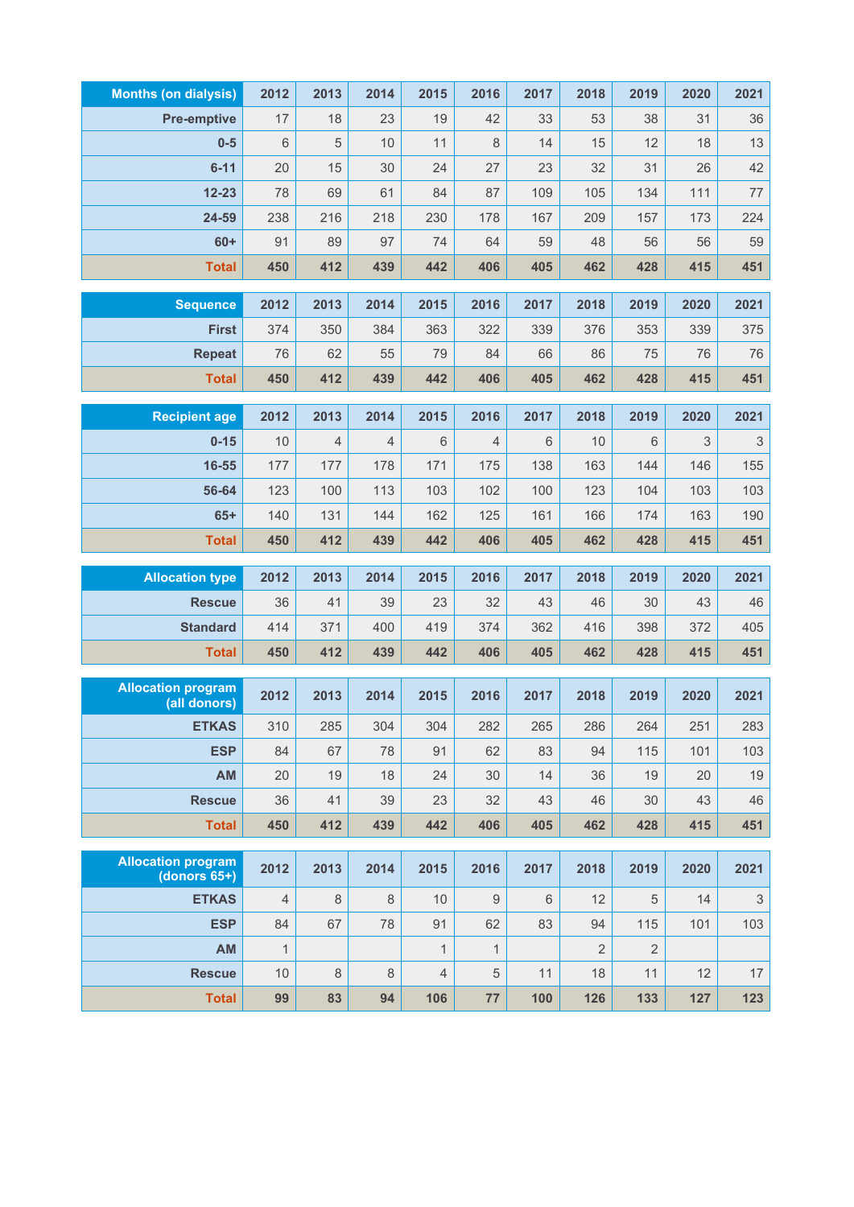| Months (on dialysis) | 2012 | 2013 | 2014 | 2015 | 2016 | 2017 | 2018 | 2019 | 2020 | 2021 |
|---|---|---|---|---|---|---|---|---|---|---|
| Pre-emptive | 17 | 18 | 23 | 19 | 42 | 33 | 53 | 38 | 31 | 36 |
| 0-5 | 6 | 5 | 10 | 11 | 8 | 14 | 15 | 12 | 18 | 13 |
| 6-11 | 20 | 15 | 30 | 24 | 27 | 23 | 32 | 31 | 26 | 42 |
| 12-23 | 78 | 69 | 61 | 84 | 87 | 109 | 105 | 134 | 111 | 77 |
| 24-59 | 238 | 216 | 218 | 230 | 178 | 167 | 209 | 157 | 173 | 224 |
| 60+ | 91 | 89 | 97 | 74 | 64 | 59 | 48 | 56 | 56 | 59 |
| **Total** | **450** | **412** | **439** | **442** | **406** | **405** | **462** | **428** | **415** | **451** |

| Sequence | 2012 | 2013 | 2014 | 2015 | 2016 | 2017 | 2018 | 2019 | 2020 | 2021 |
|---|---|---|---|---|---|---|---|---|---|---|
| First | 374 | 350 | 384 | 363 | 322 | 339 | 376 | 353 | 339 | 375 |
| Repeat | 76 | 62 | 55 | 79 | 84 | 66 | 86 | 75 | 76 | 76 |
| **Total** | **450** | **412** | **439** | **442** | **406** | **405** | **462** | **428** | **415** | **451** |

| Recipient age | 2012 | 2013 | 2014 | 2015 | 2016 | 2017 | 2018 | 2019 | 2020 | 2021 |
|---|---|---|---|---|---|---|---|---|---|---|
| 0-15 | 10 | 4 | 4 | 6 | 4 | 6 | 10 | 6 | 3 | 3 |
| 16-55 | 177 | 177 | 178 | 171 | 175 | 138 | 163 | 144 | 146 | 155 |
| 56-64 | 123 | 100 | 113 | 103 | 102 | 100 | 123 | 104 | 103 | 103 |
| 65+ | 140 | 131 | 144 | 162 | 125 | 161 | 166 | 174 | 163 | 190 |
| **Total** | **450** | **412** | **439** | **442** | **406** | **405** | **462** | **428** | **415** | **451** |

| Allocation type | 2012 | 2013 | 2014 | 2015 | 2016 | 2017 | 2018 | 2019 | 2020 | 2021 |
|---|---|---|---|---|---|---|---|---|---|---|
| Rescue | 36 | 41 | 39 | 23 | 32 | 43 | 46 | 30 | 43 | 46 |
| Standard | 414 | 371 | 400 | 419 | 374 | 362 | 416 | 398 | 372 | 405 |
| **Total** | **450** | **412** | **439** | **442** | **406** | **405** | **462** | **428** | **415** | **451** |

| Allocation program (all donors) | 2012 | 2013 | 2014 | 2015 | 2016 | 2017 | 2018 | 2019 | 2020 | 2021 |
|---|---|---|---|---|---|---|---|---|---|---|
| ETKAS | 310 | 285 | 304 | 304 | 282 | 265 | 286 | 264 | 251 | 283 |
| ESP | 84 | 67 | 78 | 91 | 62 | 83 | 94 | 115 | 101 | 103 |
| AM | 20 | 19 | 18 | 24 | 30 | 14 | 36 | 19 | 20 | 19 |
| Rescue | 36 | 41 | 39 | 23 | 32 | 43 | 46 | 30 | 43 | 46 |
| **Total** | **450** | **412** | **439** | **442** | **406** | **405** | **462** | **428** | **415** | **451** |

| Allocation program (donors 65+) | 2012 | 2013 | 2014 | 2015 | 2016 | 2017 | 2018 | 2019 | 2020 | 2021 |
|---|---|---|---|---|---|---|---|---|---|---|
| ETKAS | 4 | 8 | 8 | 10 | 9 | 6 | 12 | 5 | 14 | 3 |
| ESP | 84 | 67 | 78 | 91 | 62 | 83 | 94 | 115 | 101 | 103 |
| AM | 1 | | | 1 | 1 | | 2 | 2 | | |
| Rescue | 10 | 8 | 8 | 4 | 5 | 11 | 18 | 11 | 12 | 17 |
| **Total** | **99** | **83** | **94** | **106** | **77** | **100** | **126** | **133** | **127** | **123** |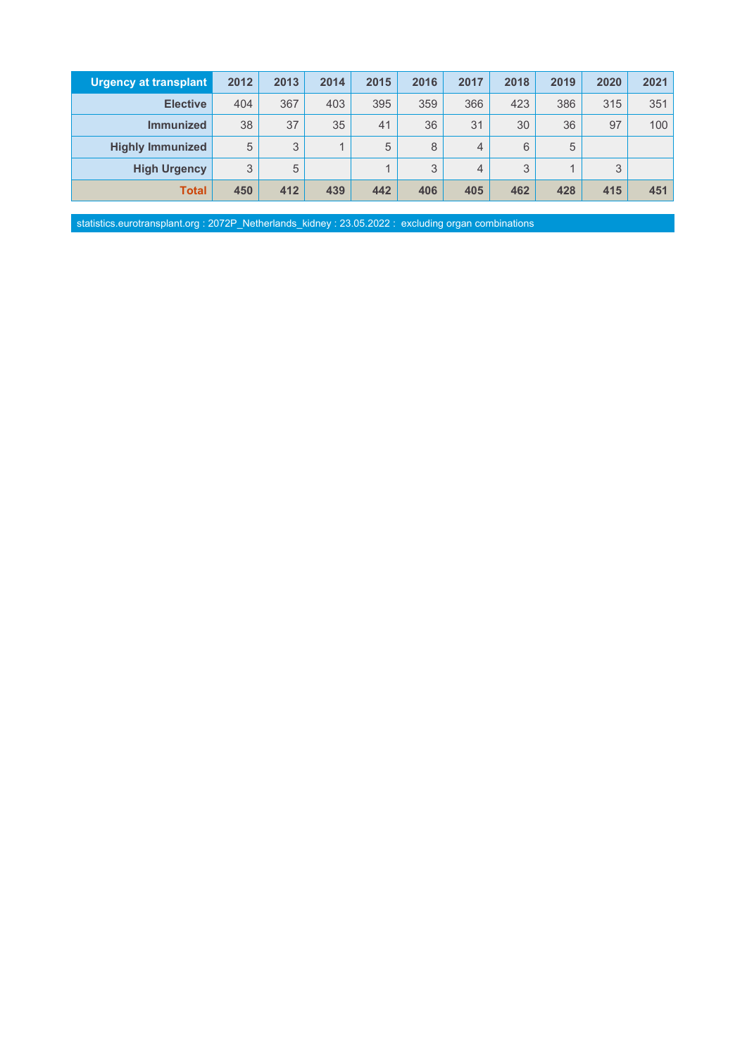| Urgency at transplant | 2012 | 2013 | 2014 | 2015 | 2016 | 2017 | 2018 | 2019 | 2020 | 2021 |
|---|---|---|---|---|---|---|---|---|---|---|
| **Elective** | 404 | 367 | 403 | 395 | 359 | 366 | 423 | 386 | 315 | 351 |
| **Immunized** | 38 | 37 | 35 | 41 | 36 | 31 | 30 | 36 | 97 | 100 |
| **Highly Immunized** | 5 | 3 | 1 | 5 | 8 | 4 | 6 | 5 | | |
| **High Urgency** | 3 | 5 | | 1 | 3 | 4 | 3 | 1 | 3 | |
| **Total** | **450** | **412** | **439** | **442** | **406** | **405** | **462** | **428** | **415** | **451** |

statistics.eurotransplant.org : 2072P_Netherlands_kidney : 23.05.2022 : excluding organ combinations